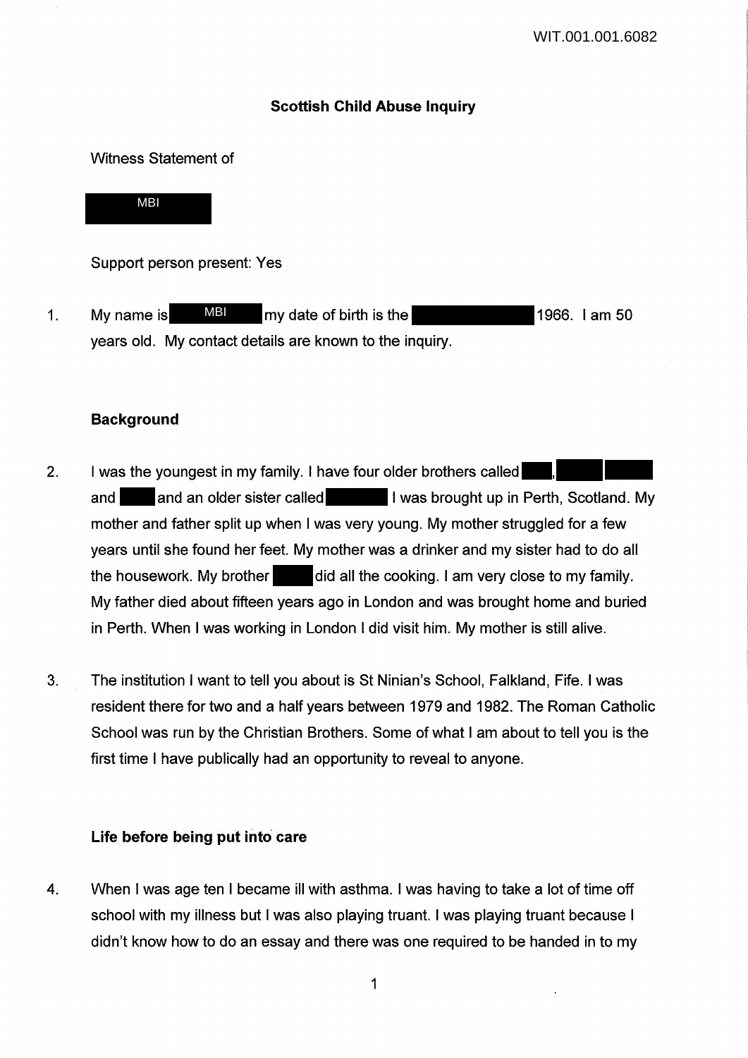WIT.001.001.6082

# Scottish Child Abuse Inquiry

Witness Statement of

MBI

Support person present: Yes

1. My name is MBI my date of birth is the 1966. I am 50 years old. My contact details are known to the inquiry.

## Background

2. I was the youngest in my family. I have four older brothers called , and and an older sister called I was brought up in Perth, Scotland. My mother and father split up when I was very young. My mother struggled for a few years until she found her feet. My mother was a drinker and my sister had to do all the housework. My brother did all the cooking. I am very close to my family. My father died about fifteen years ago in London and was brought home and buried in Perth. When I was working in London I did visit him. My mother is still alive.

3. The institution I want to tell you about is St Ninian's School, Falkland, Fife. I was resident there for two and a half years between 1979 and 1982. The Roman Catholic School was run by the Christian Brothers. Some of what I am about to tell you is the first time I have publically had an opportunity to reveal to anyone.

## Life before being put into care

4. When I was age ten I became ill with asthma. I was having to take a lot of time off school with my illness but I was also playing truant. I was playing truant because I didn't know how to do an essay and there was one required to be handed in to my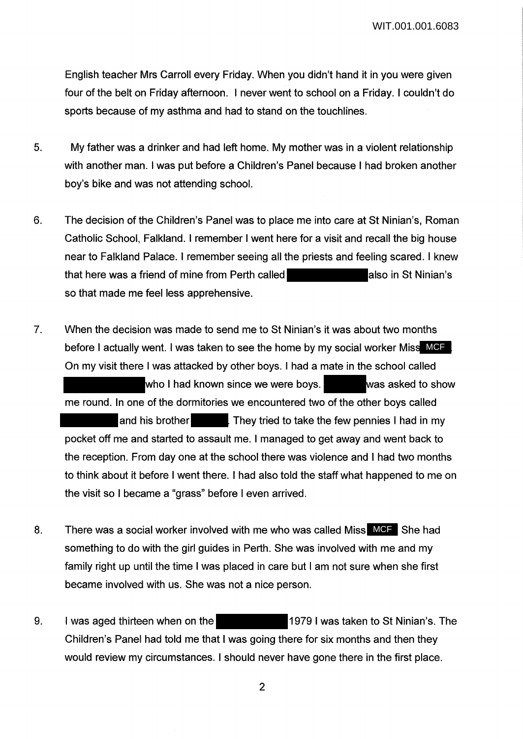English teacher Mrs Carroll every Friday. When you didn't hand it in you were given four of the belt on Friday afternoon. I never went to school on a Friday. I couldn't do sports because of my asthma and had to stand on the touchlines.

5. My father was a drinker and had left home. My mother was in a violent relationship with another man. I was put before a Children's Panel because I had broken another boy's bike and was not attending school.

6. The decision of the Children's Panel was to place me into care at St Ninian's, Roman Catholic School, Falkland. I remember I went here for a visit and recall the big house near to Falkland Palace. I remember seeing all the priests and feeling scared. I knew that here was a friend of mine from Perth called [redacted] also in St Ninian's so that made me feel less apprehensive.

7. When the decision was made to send me to St Ninian's it was about two months before I actually went. I was taken to see the home by my social worker Miss MCF. On my visit there I was attacked by other boys. I had a mate in the school called [redacted] who I had known since we were boys. [redacted] was asked to show me round. In one of the dormitories we encountered two of the other boys called [redacted] and his brother [redacted]. They tried to take the few pennies I had in my pocket off me and started to assault me. I managed to get away and went back to the reception. From day one at the school there was violence and I had two months to think about it before I went there. I had also told the staff what happened to me on the visit so I became a "grass" before I even arrived.

8. There was a social worker involved with me who was called Miss MCF She had something to do with the girl guides in Perth. She was involved with me and my family right up until the time I was placed in care but I am not sure when she first became involved with us. She was not a nice person.

9. I was aged thirteen when on the [redacted] 1979 I was taken to St Ninian's. The Children's Panel had told me that I was going there for six months and then they would review my circumstances. I should never have gone there in the first place.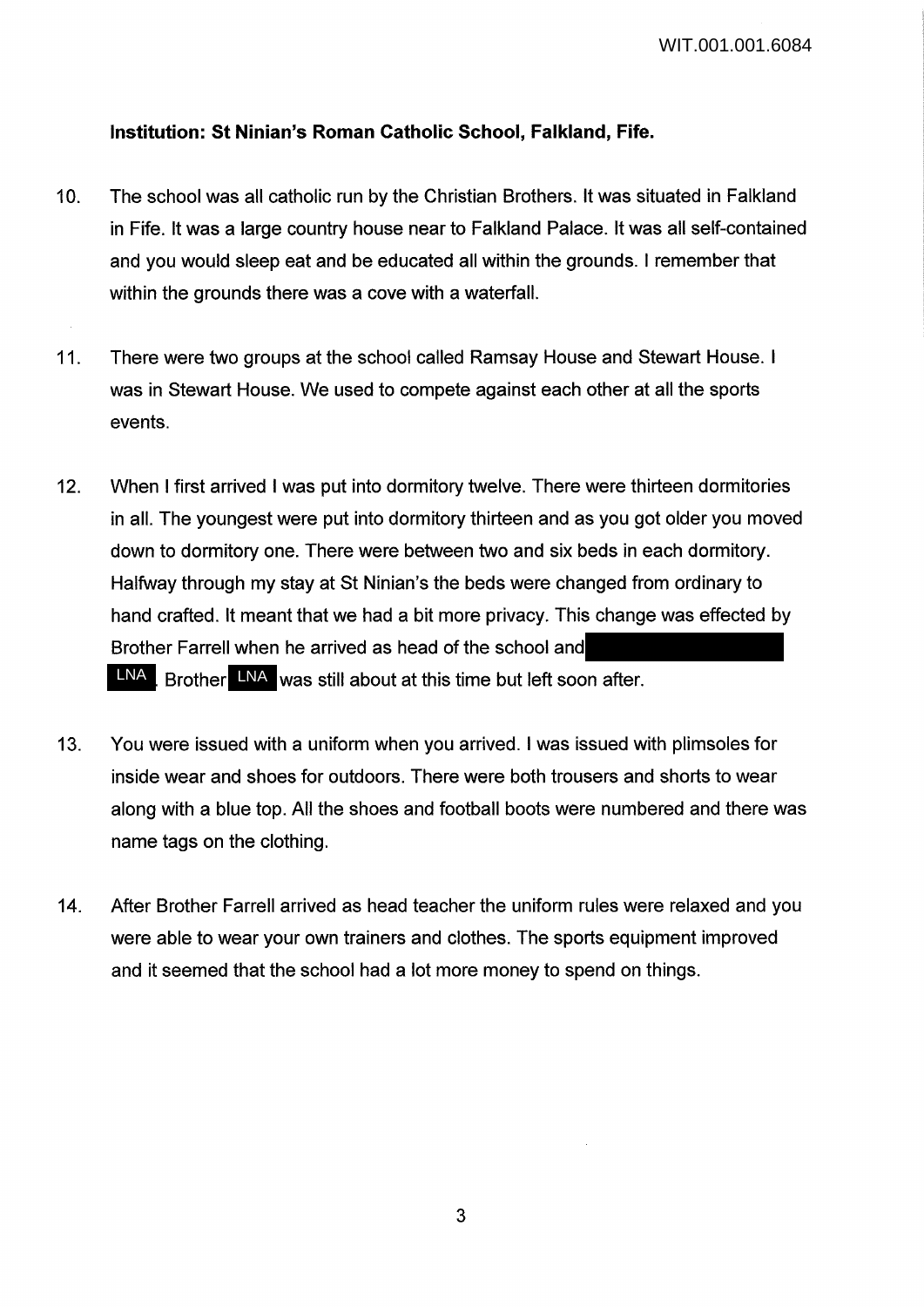**Institution: St Ninian's Roman Catholic School, Falkland, Fife.**

10. The school was all catholic run by the Christian Brothers. It was situated in Falkland in Fife. It was a large country house near to Falkland Palace. It was all self-contained and you would sleep eat and be educated all within the grounds. I remember that within the grounds there was a cove with a waterfall.

11. There were two groups at the school called Ramsay House and Stewart House. I was in Stewart House. We used to compete against each other at all the sports events.

12. When I first arrived I was put into dormitory twelve. There were thirteen dormitories in all. The youngest were put into dormitory thirteen and as you got older you moved down to dormitory one. There were between two and six beds in each dormitory. Halfway through my stay at St Ninian's the beds were changed from ordinary to hand crafted. It meant that we had a bit more privacy. This change was effected by Brother Farrell when he arrived as head of the school and LNA. Brother LNA was still about at this time but left soon after.

13. You were issued with a uniform when you arrived. I was issued with plimsoles for inside wear and shoes for outdoors. There were both trousers and shorts to wear along with a blue top. All the shoes and football boots were numbered and there was name tags on the clothing.

14. After Brother Farrell arrived as head teacher the uniform rules were relaxed and you were able to wear your own trainers and clothes. The sports equipment improved and it seemed that the school had a lot more money to spend on things.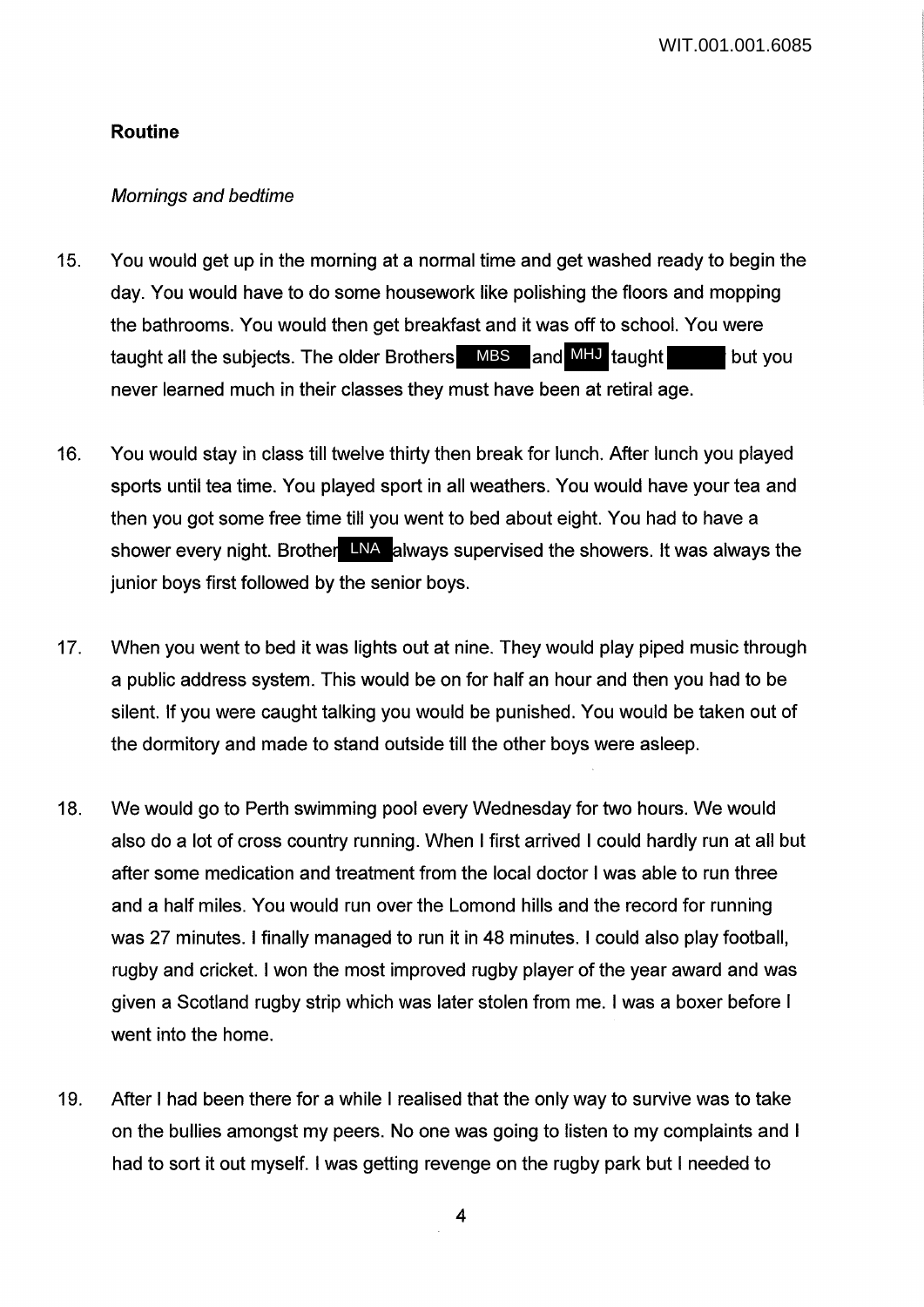**Routine**

*Mornings and bedtime*

15. You would get up in the morning at a normal time and get washed ready to begin the day. You would have to do some housework like polishing the floors and mopping the bathrooms. You would then get breakfast and it was off to school. You were taught all the subjects. The older Brothers MBS and MHJ taught ████ but you never learned much in their classes they must have been at retiral age.

16. You would stay in class till twelve thirty then break for lunch. After lunch you played sports until tea time. You played sport in all weathers. You would have your tea and then you got some free time till you went to bed about eight. You had to have a shower every night. Brother LNA always supervised the showers. It was always the junior boys first followed by the senior boys.

17. When you went to bed it was lights out at nine. They would play piped music through a public address system. This would be on for half an hour and then you had to be silent. If you were caught talking you would be punished. You would be taken out of the dormitory and made to stand outside till the other boys were asleep.

18. We would go to Perth swimming pool every Wednesday for two hours. We would also do a lot of cross country running. When I first arrived I could hardly run at all but after some medication and treatment from the local doctor I was able to run three and a half miles. You would run over the Lomond hills and the record for running was 27 minutes. I finally managed to run it in 48 minutes. I could also play football, rugby and cricket. I won the most improved rugby player of the year award and was given a Scotland rugby strip which was later stolen from me. I was a boxer before I went into the home.

19. After I had been there for a while I realised that the only way to survive was to take on the bullies amongst my peers. No one was going to listen to my complaints and I had to sort it out myself. I was getting revenge on the rugby park but I needed to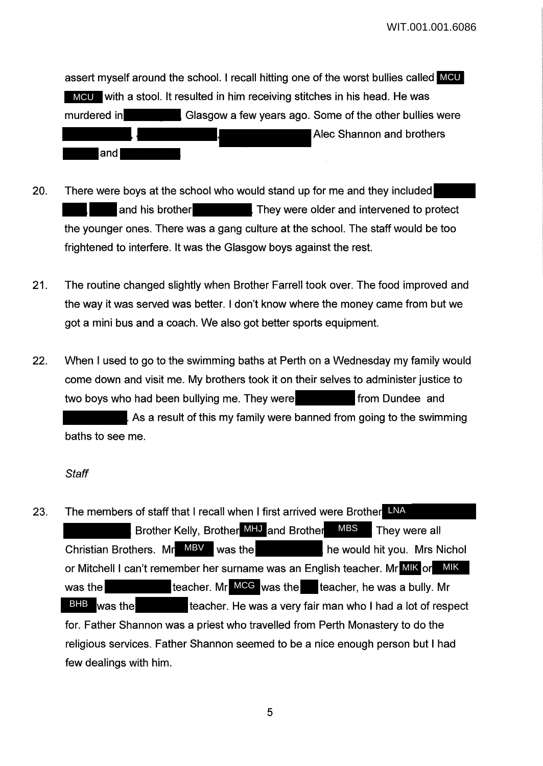assert myself around the school. I recall hitting one of the worst bullies called MCU MCU with a stool. It resulted in him receiving stitches in his head. He was murdered in [redacted] Glasgow a few years ago. Some of the other bullies were [redacted], [redacted], [redacted] Alec Shannon and brothers [redacted] and [redacted].

20. There were boys at the school who would stand up for me and they included [redacted] [redacted] [redacted] and his brother [redacted]. They were older and intervened to protect the younger ones. There was a gang culture at the school. The staff would be too frightened to interfere. It was the Glasgow boys against the rest.

21. The routine changed slightly when Brother Farrell took over. The food improved and the way it was served was better. I don't know where the money came from but we got a mini bus and a coach. We also got better sports equipment.

22. When I used to go to the swimming baths at Perth on a Wednesday my family would come down and visit me. My brothers took it on their selves to administer justice to two boys who had been bullying me. They were [redacted] from Dundee and [redacted]. As a result of this my family were banned from going to the swimming baths to see me.

*Staff*

23. The members of staff that I recall when I first arrived were Brother LNA [redacted] [redacted], Brother Kelly, Brother MHJ and Brother MBS. They were all Christian Brothers. Mr MBV was the [redacted] he would hit you. Mrs Nichol or Mitchell I can't remember her surname was an English teacher. Mr MIK or MIK was the [redacted] teacher. Mr MCG was the [redacted] teacher, he was a bully. Mr BHB was the [redacted] teacher. He was a very fair man who I had a lot of respect for. Father Shannon was a priest who travelled from Perth Monastery to do the religious services. Father Shannon seemed to be a nice enough person but I had few dealings with him.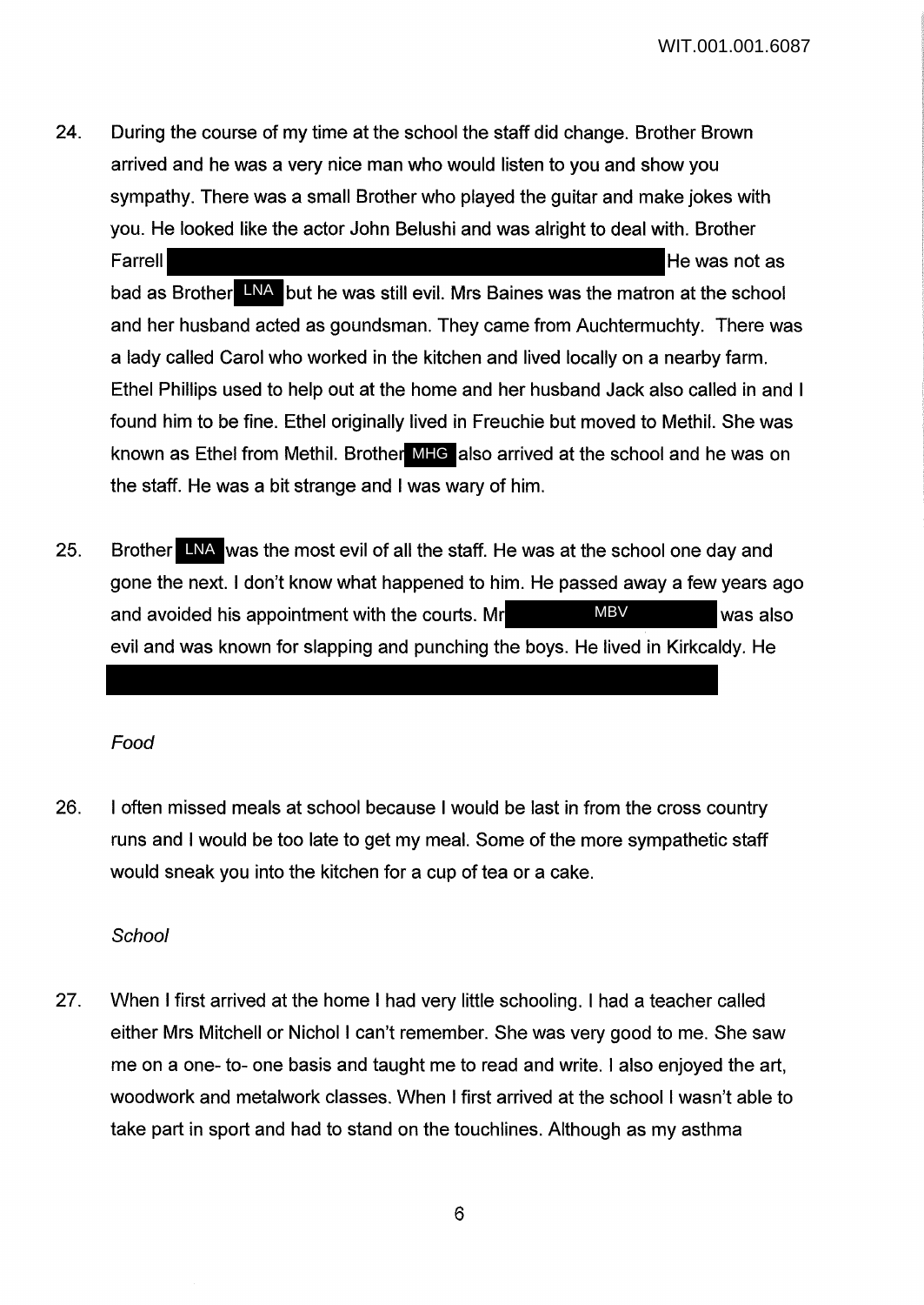24. During the course of my time at the school the staff did change. Brother Brown arrived and he was a very nice man who would listen to you and show you sympathy. There was a small Brother who played the guitar and make jokes with you. He looked like the actor John Belushi and was alright to deal with. Brother Farrell He was not as bad as Brother LNA but he was still evil. Mrs Baines was the matron at the school and her husband acted as goundsman. They came from Auchtermuchty. There was a lady called Carol who worked in the kitchen and lived locally on a nearby farm. Ethel Phillips used to help out at the home and her husband Jack also called in and I found him to be fine. Ethel originally lived in Freuchie but moved to Methil. She was known as Ethel from Methil. Brother MHG also arrived at the school and he was on the staff. He was a bit strange and I was wary of him.

25. Brother LNA was the most evil of all the staff. He was at the school one day and gone the next. I don't know what happened to him. He passed away a few years ago and avoided his appointment with the courts. Mr MBV was also evil and was known for slapping and punching the boys. He lived in Kirkcaldy. He

*Food*

26. I often missed meals at school because I would be last in from the cross country runs and I would be too late to get my meal. Some of the more sympathetic staff would sneak you into the kitchen for a cup of tea or a cake.

*School*

27. When I first arrived at the home I had very little schooling. I had a teacher called either Mrs Mitchell or Nichol I can't remember. She was very good to me. She saw me on a one- to- one basis and taught me to read and write. I also enjoyed the art, woodwork and metalwork classes. When I first arrived at the school I wasn't able to take part in sport and had to stand on the touchlines. Although as my asthma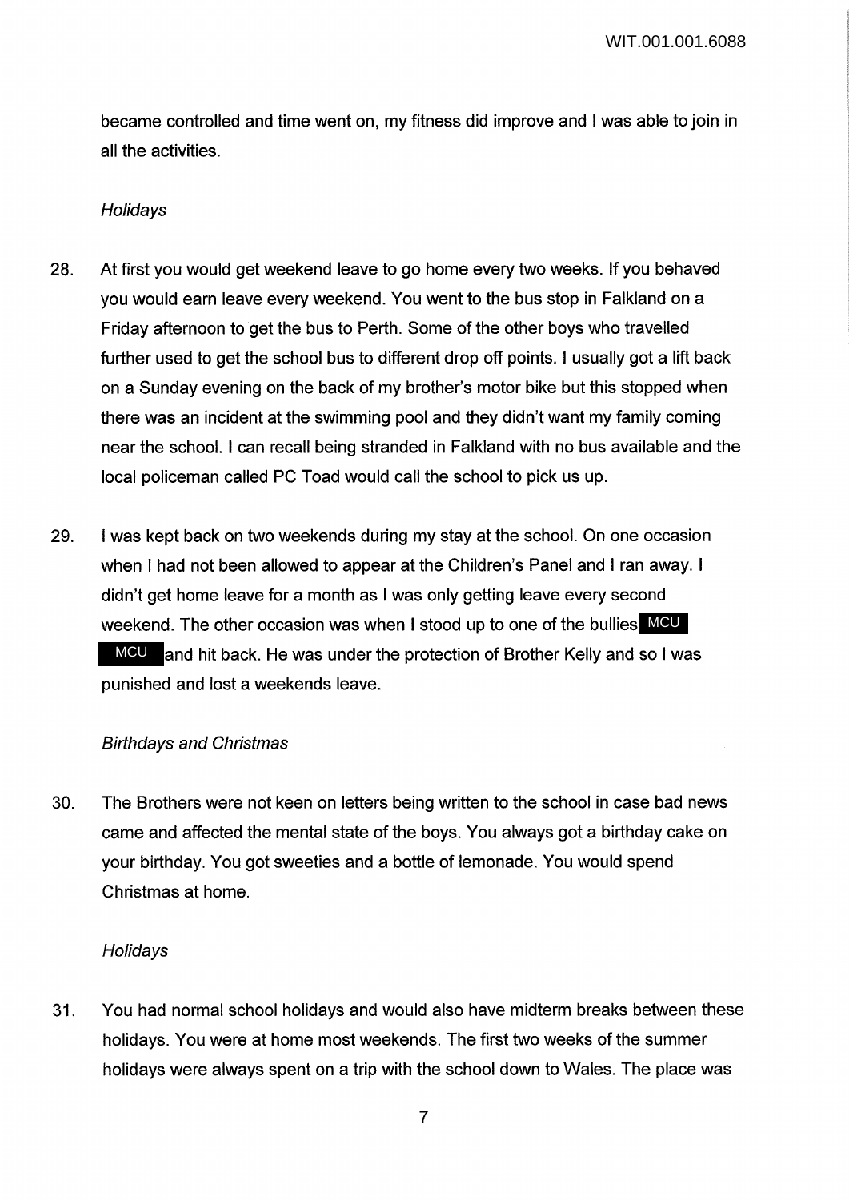became controlled and time went on, my fitness did improve and I was able to join in all the activities.

*Holidays*

28. At first you would get weekend leave to go home every two weeks. If you behaved you would earn leave every weekend. You went to the bus stop in Falkland on a Friday afternoon to get the bus to Perth. Some of the other boys who travelled further used to get the school bus to different drop off points. I usually got a lift back on a Sunday evening on the back of my brother's motor bike but this stopped when there was an incident at the swimming pool and they didn't want my family coming near the school. I can recall being stranded in Falkland with no bus available and the local policeman called PC Toad would call the school to pick us up.

29. I was kept back on two weekends during my stay at the school. On one occasion when I had not been allowed to appear at the Children's Panel and I ran away. I didn't get home leave for a month as I was only getting leave every second weekend. The other occasion was when I stood up to one of the bullies MCU MCU and hit back. He was under the protection of Brother Kelly and so I was punished and lost a weekends leave.

*Birthdays and Christmas*

30. The Brothers were not keen on letters being written to the school in case bad news came and affected the mental state of the boys. You always got a birthday cake on your birthday. You got sweeties and a bottle of lemonade. You would spend Christmas at home.

*Holidays*

31. You had normal school holidays and would also have midterm breaks between these holidays. You were at home most weekends. The first two weeks of the summer holidays were always spent on a trip with the school down to Wales. The place was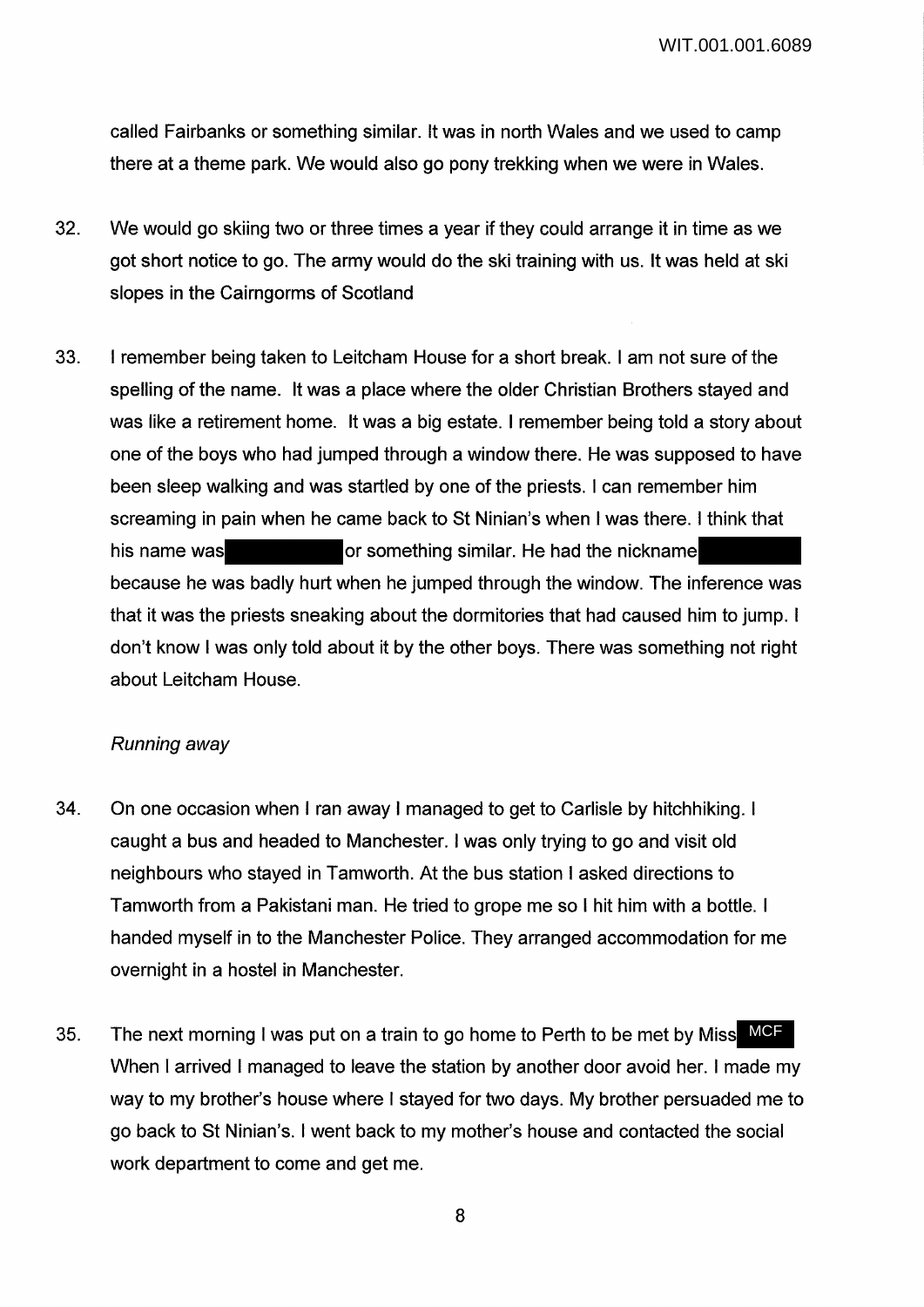called Fairbanks or something similar. It was in north Wales and we used to camp there at a theme park. We would also go pony trekking when we were in Wales.

32. We would go skiing two or three times a year if they could arrange it in time as we got short notice to go. The army would do the ski training with us. It was held at ski slopes in the Cairngorms of Scotland

33. I remember being taken to Leitcham House for a short break. I am not sure of the spelling of the name. It was a place where the older Christian Brothers stayed and was like a retirement home. It was a big estate. I remember being told a story about one of the boys who had jumped through a window there. He was supposed to have been sleep walking and was startled by one of the priests. I can remember him screaming in pain when he came back to St Ninian's when I was there. I think that his name was [redacted] or something similar. He had the nickname [redacted] because he was badly hurt when he jumped through the window. The inference was that it was the priests sneaking about the dormitories that had caused him to jump. I don't know I was only told about it by the other boys. There was something not right about Leitcham House.

*Running away*

34. On one occasion when I ran away I managed to get to Carlisle by hitchhiking. I caught a bus and headed to Manchester. I was only trying to go and visit old neighbours who stayed in Tamworth. At the bus station I asked directions to Tamworth from a Pakistani man. He tried to grope me so I hit him with a bottle. I handed myself in to the Manchester Police. They arranged accommodation for me overnight in a hostel in Manchester.

35. The next morning I was put on a train to go home to Perth to be met by Miss MCF When I arrived I managed to leave the station by another door avoid her. I made my way to my brother's house where I stayed for two days. My brother persuaded me to go back to St Ninian's. I went back to my mother's house and contacted the social work department to come and get me.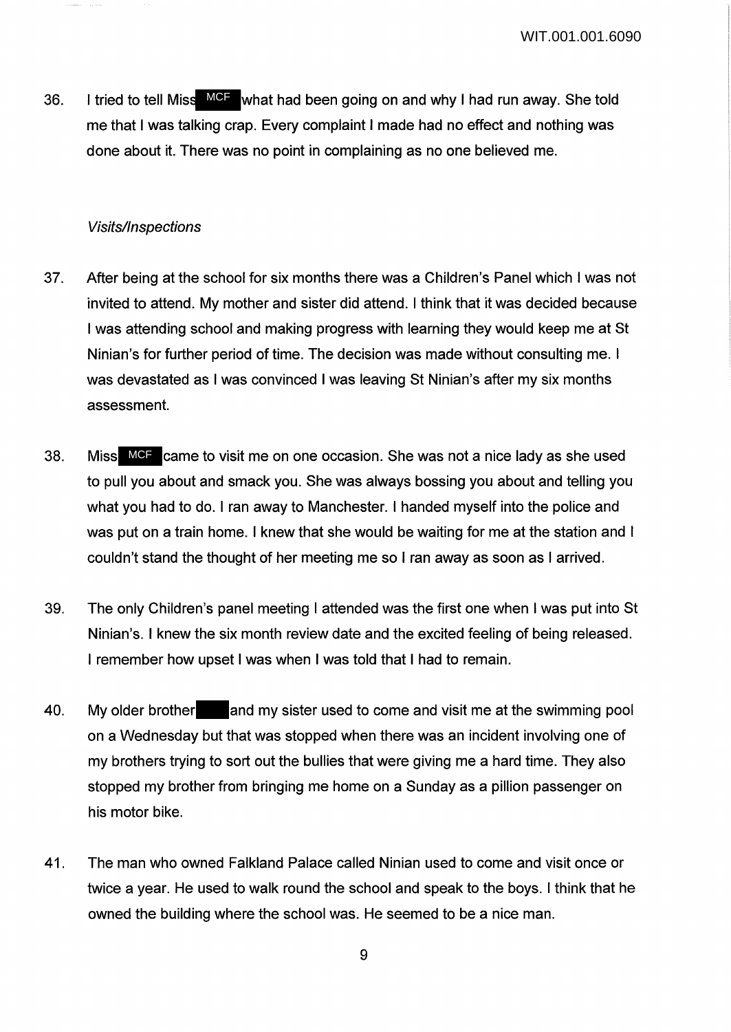36. I tried to tell Miss MCF what had been going on and why I had run away. She told me that I was talking crap. Every complaint I made had no effect and nothing was done about it. There was no point in complaining as no one believed me.

### *Visits/Inspections*

37. After being at the school for six months there was a Children's Panel which I was not invited to attend. My mother and sister did attend. I think that it was decided because I was attending school and making progress with learning they would keep me at St Ninian's for further period of time. The decision was made without consulting me. I was devastated as I was convinced I was leaving St Ninian's after my six months assessment.

38. Miss MCF came to visit me on one occasion. She was not a nice lady as she used to pull you about and smack you. She was always bossing you about and telling you what you had to do. I ran away to Manchester. I handed myself into the police and was put on a train home. I knew that she would be waiting for me at the station and I couldn't stand the thought of her meeting me so I ran away as soon as I arrived.

39. The only Children's panel meeting I attended was the first one when I was put into St Ninian's. I knew the six month review date and the excited feeling of being released. I remember how upset I was when I was told that I had to remain.

40. My older brother ████ and my sister used to come and visit me at the swimming pool on a Wednesday but that was stopped when there was an incident involving one of my brothers trying to sort out the bullies that were giving me a hard time. They also stopped my brother from bringing me home on a Sunday as a pillion passenger on his motor bike.

41. The man who owned Falkland Palace called Ninian used to come and visit once or twice a year. He used to walk round the school and speak to the boys. I think that he owned the building where the school was. He seemed to be a nice man.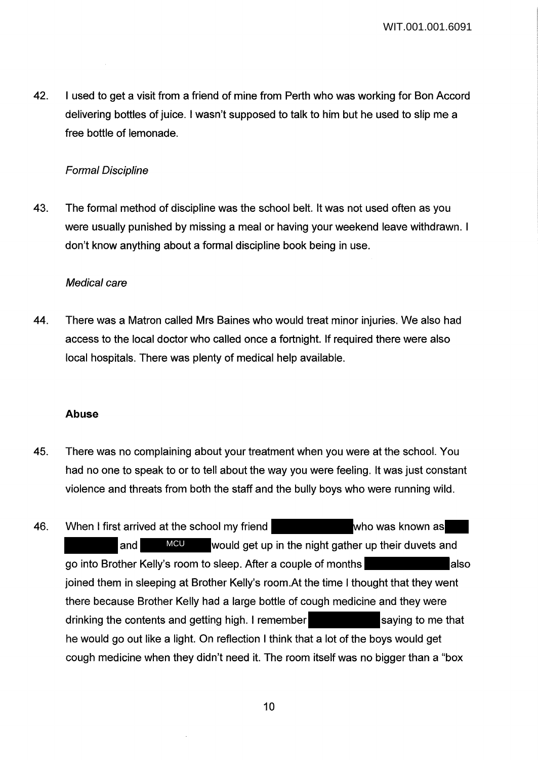42. I used to get a visit from a friend of mine from Perth who was working for Bon Accord delivering bottles of juice. I wasn't supposed to talk to him but he used to slip me a free bottle of lemonade.

*Formal Discipline*

43. The formal method of discipline was the school belt. It was not used often as you were usually punished by missing a meal or having your weekend leave withdrawn. I don't know anything about a formal discipline book being in use.

*Medical care*

44. There was a Matron called Mrs Baines who would treat minor injuries. We also had access to the local doctor who called once a fortnight. If required there were also local hospitals. There was plenty of medical help available.

**Abuse**

45. There was no complaining about your treatment when you were at the school. You had no one to speak to or to tell about the way you were feeling. It was just constant violence and threats from both the staff and the bully boys who were running wild.

46. When I first arrived at the school my friend [redacted] who was known as [redacted] and MCU would get up in the night gather up their duvets and go into Brother Kelly's room to sleep. After a couple of months [redacted] also joined them in sleeping at Brother Kelly's room.At the time I thought that they went there because Brother Kelly had a large bottle of cough medicine and they were drinking the contents and getting high. I remember [redacted] saying to me that he would go out like a light. On reflection I think that a lot of the boys would get cough medicine when they didn't need it. The room itself was no bigger than a "box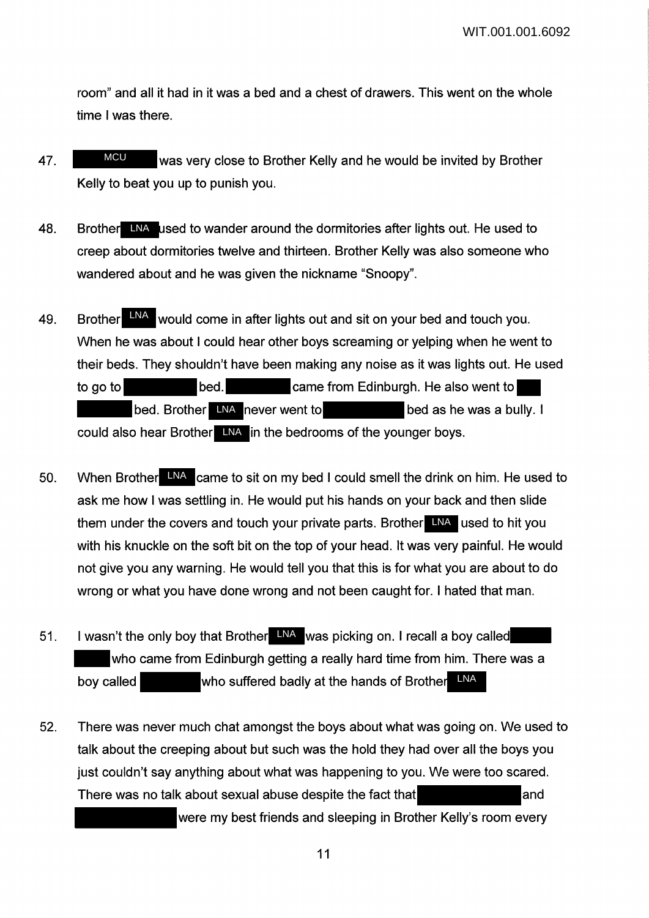room" and all it had in it was a bed and a chest of drawers. This went on the whole time I was there.

47. MCU was very close to Brother Kelly and he would be invited by Brother Kelly to beat you up to punish you.

48. Brother LNA used to wander around the dormitories after lights out. He used to creep about dormitories twelve and thirteen. Brother Kelly was also someone who wandered about and he was given the nickname "Snoopy".

49. Brother LNA would come in after lights out and sit on your bed and touch you. When he was about I could hear other boys screaming or yelping when he went to their beds. They shouldn't have been making any noise as it was lights out. He used to go to ██████ bed. ██████ came from Edinburgh. He also went to ██████ bed. Brother LNA never went to ██████ bed as he was a bully. I could also hear Brother LNA in the bedrooms of the younger boys.

50. When Brother LNA came to sit on my bed I could smell the drink on him. He used to ask me how I was settling in. He would put his hands on your back and then slide them under the covers and touch your private parts. Brother LNA used to hit you with his knuckle on the soft bit on the top of your head. It was very painful. He would not give you any warning. He would tell you that this is for what you are about to do wrong or what you have done wrong and not been caught for. I hated that man.

51. I wasn't the only boy that Brother LNA was picking on. I recall a boy called ██████ who came from Edinburgh getting a really hard time from him. There was a boy called ██████ who suffered badly at the hands of Brother LNA

52. There was never much chat amongst the boys about what was going on. We used to talk about the creeping about but such was the hold they had over all the boys you just couldn't say anything about what was happening to you. We were too scared. There was no talk about sexual abuse despite the fact that ██████ and ██████ were my best friends and sleeping in Brother Kelly's room every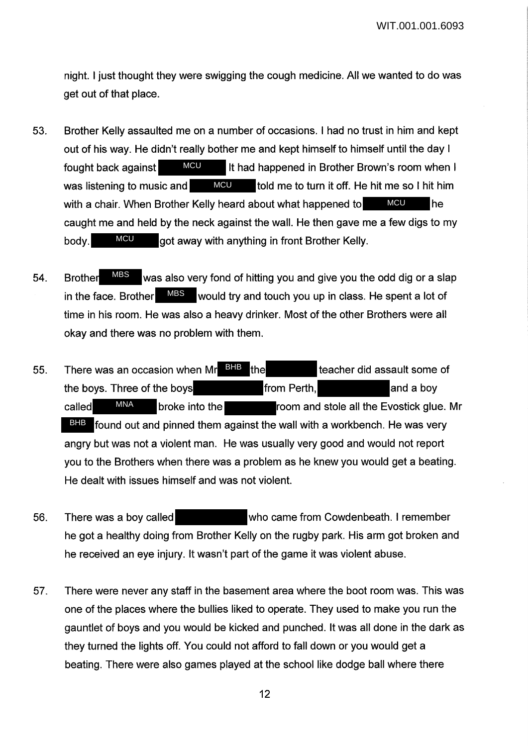night. I just thought they were swigging the cough medicine. All we wanted to do was get out of that place.

53. Brother Kelly assaulted me on a number of occasions. I had no trust in him and kept out of his way. He didn't really bother me and kept himself to himself until the day I fought back against MCU It had happened in Brother Brown's room when I was listening to music and MCU told me to turn it off. He hit me so I hit him with a chair. When Brother Kelly heard about what happened to MCU he caught me and held by the neck against the wall. He then gave me a few digs to my body. MCU got away with anything in front Brother Kelly.

54. Brother MBS was also very fond of hitting you and give you the odd dig or a slap in the face. Brother MBS would try and touch you up in class. He spent a lot of time in his room. He was also a heavy drinker. Most of the other Brothers were all okay and there was no problem with them.

55. There was an occasion when Mr BHB the teacher did assault some of the boys. Three of the boys from Perth, and a boy called MNA broke into the room and stole all the Evostick glue. Mr BHB found out and pinned them against the wall with a workbench. He was very angry but was not a violent man. He was usually very good and would not report you to the Brothers when there was a problem as he knew you would get a beating. He dealt with issues himself and was not violent.

56. There was a boy called who came from Cowdenbeath. I remember he got a healthy doing from Brother Kelly on the rugby park. His arm got broken and he received an eye injury. It wasn't part of the game it was violent abuse.

57. There were never any staff in the basement area where the boot room was. This was one of the places where the bullies liked to operate. They used to make you run the gauntlet of boys and you would be kicked and punched. It was all done in the dark as they turned the lights off. You could not afford to fall down or you would get a beating. There were also games played at the school like dodge ball where there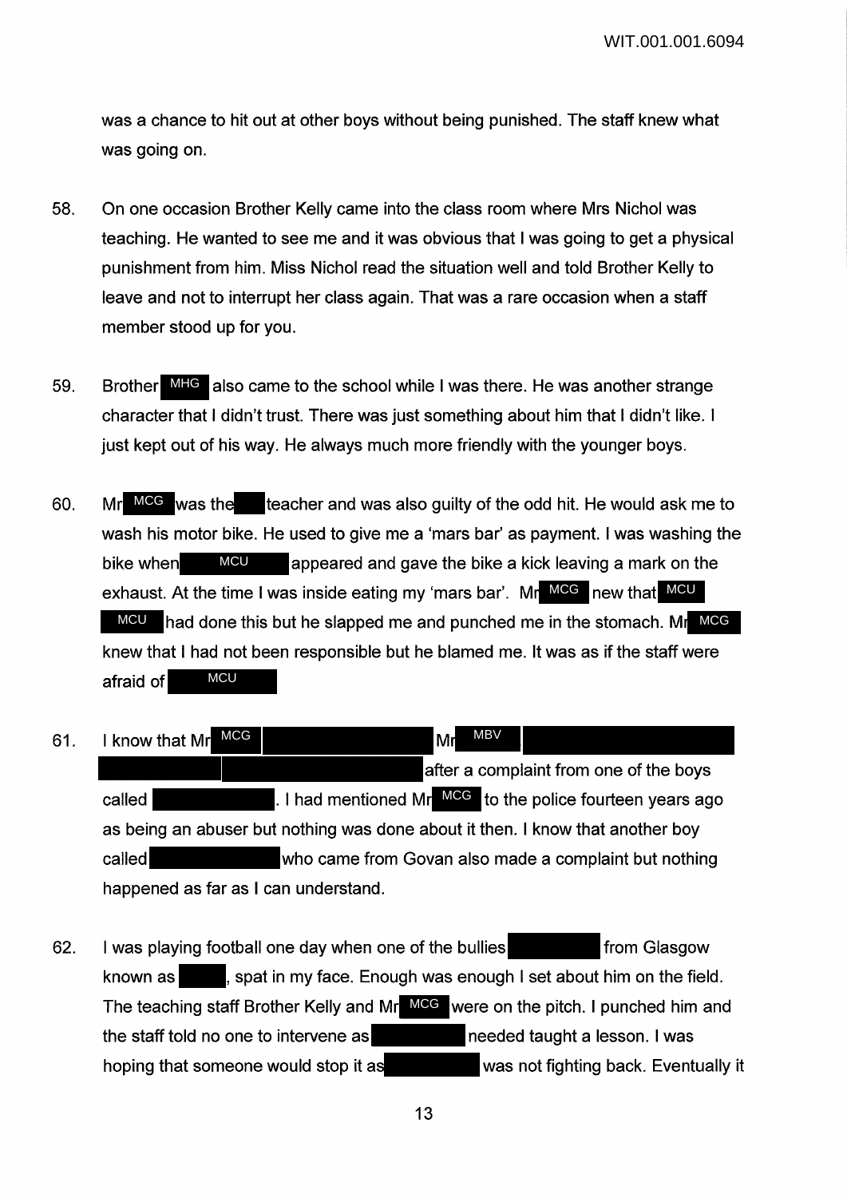was a chance to hit out at other boys without being punished. The staff knew what was going on.

58. On one occasion Brother Kelly came into the class room where Mrs Nichol was teaching. He wanted to see me and it was obvious that I was going to get a physical punishment from him. Miss Nichol read the situation well and told Brother Kelly to leave and not to interrupt her class again. That was a rare occasion when a staff member stood up for you.

59. Brother MHG also came to the school while I was there. He was another strange character that I didn't trust. There was just something about him that I didn't like. I just kept out of his way. He always much more friendly with the younger boys.

60. Mr MCG was the teacher and was also guilty of the odd hit. He would ask me to wash his motor bike. He used to give me a 'mars bar' as payment. I was washing the bike when MCU appeared and gave the bike a kick leaving a mark on the exhaust. At the time I was inside eating my 'mars bar'. Mr MCG new that MCU MCU had done this but he slapped me and punched me in the stomach. Mr MCG knew that I had not been responsible but he blamed me. It was as if the staff were afraid of MCU

61. I know that Mr MCG Mr MBV after a complaint from one of the boys called . I had mentioned Mr MCG to the police fourteen years ago as being an abuser but nothing was done about it then. I know that another boy called who came from Govan also made a complaint but nothing happened as far as I can understand.

62. I was playing football one day when one of the bullies from Glasgow known as , spat in my face. Enough was enough I set about him on the field. The teaching staff Brother Kelly and Mr MCG were on the pitch. I punched him and the staff told no one to intervene as needed taught a lesson. I was hoping that someone would stop it as was not fighting back. Eventually it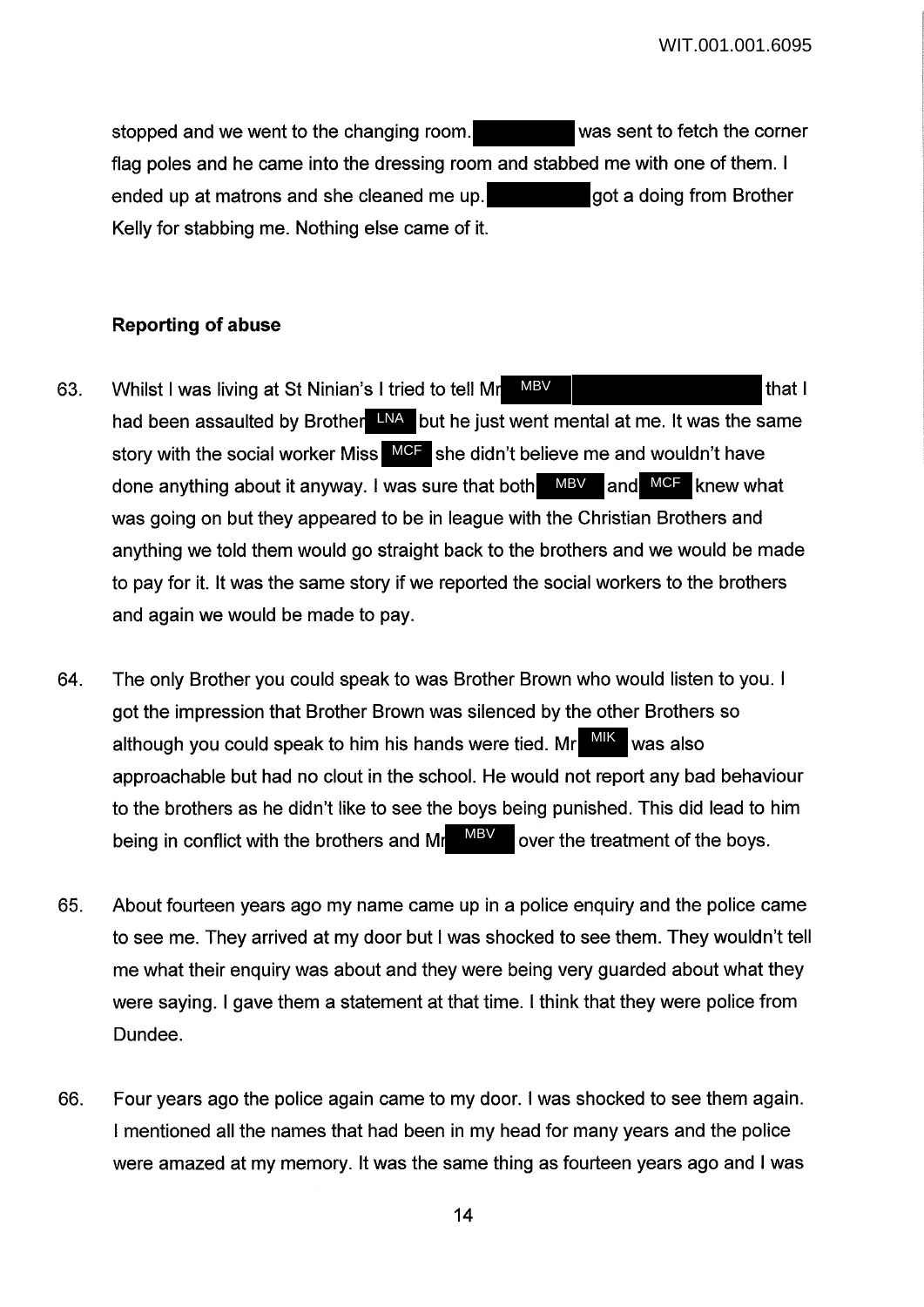stopped and we went to the changing room. ██████ was sent to fetch the corner flag poles and he came into the dressing room and stabbed me with one of them. I ended up at matrons and she cleaned me up. ██████ got a doing from Brother Kelly for stabbing me. Nothing else came of it.

**Reporting of abuse**

63. Whilst I was living at St Ninian's I tried to tell Mr MBV ██████████ that I had been assaulted by Brother LNA but he just went mental at me. It was the same story with the social worker Miss MCF she didn't believe me and wouldn't have done anything about it anyway. I was sure that both MBV and MCF knew what was going on but they appeared to be in league with the Christian Brothers and anything we told them would go straight back to the brothers and we would be made to pay for it. It was the same story if we reported the social workers to the brothers and again we would be made to pay.

64. The only Brother you could speak to was Brother Brown who would listen to you. I got the impression that Brother Brown was silenced by the other Brothers so although you could speak to him his hands were tied. Mr MIK was also approachable but had no clout in the school. He would not report any bad behaviour to the brothers as he didn't like to see the boys being punished. This did lead to him being in conflict with the brothers and Mr MBV over the treatment of the boys.

65. About fourteen years ago my name came up in a police enquiry and the police came to see me. They arrived at my door but I was shocked to see them. They wouldn't tell me what their enquiry was about and they were being very guarded about what they were saying. I gave them a statement at that time. I think that they were police from Dundee.

66. Four years ago the police again came to my door. I was shocked to see them again. I mentioned all the names that had been in my head for many years and the police were amazed at my memory. It was the same thing as fourteen years ago and I was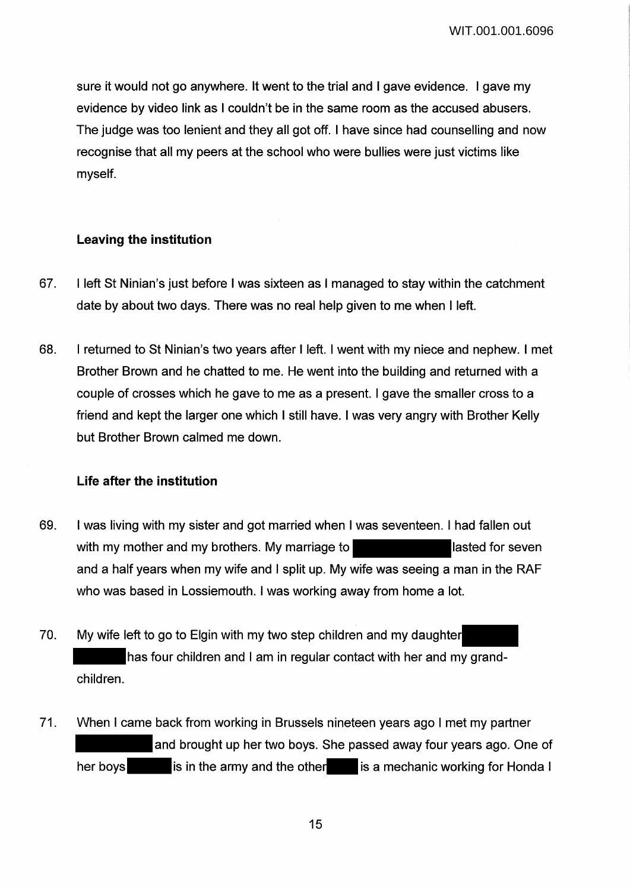sure it would not go anywhere. It went to the trial and I gave evidence. I gave my evidence by video link as I couldn't be in the same room as the accused abusers. The judge was too lenient and they all got off. I have since had counselling and now recognise that all my peers at the school who were bullies were just victims like myself.

### Leaving the institution

67. I left St Ninian's just before I was sixteen as I managed to stay within the catchment date by about two days. There was no real help given to me when I left.

68. I returned to St Ninian's two years after I left. I went with my niece and nephew. I met Brother Brown and he chatted to me. He went into the building and returned with a couple of crosses which he gave to me as a present. I gave the smaller cross to a friend and kept the larger one which I still have. I was very angry with Brother Kelly but Brother Brown calmed me down.

### Life after the institution

69. I was living with my sister and got married when I was seventeen. I had fallen out with my mother and my brothers. My marriage to ████████ lasted for seven and a half years when my wife and I split up. My wife was seeing a man in the RAF who was based in Lossiemouth. I was working away from home a lot.

70. My wife left to go to Elgin with my two step children and my daughter ████████ ████ has four children and I am in regular contact with her and my grand-children.

71. When I came back from working in Brussels nineteen years ago I met my partner ████████ and brought up her two boys. She passed away four years ago. One of her boys ████ is in the army and the other ████ is a mechanic working for Honda I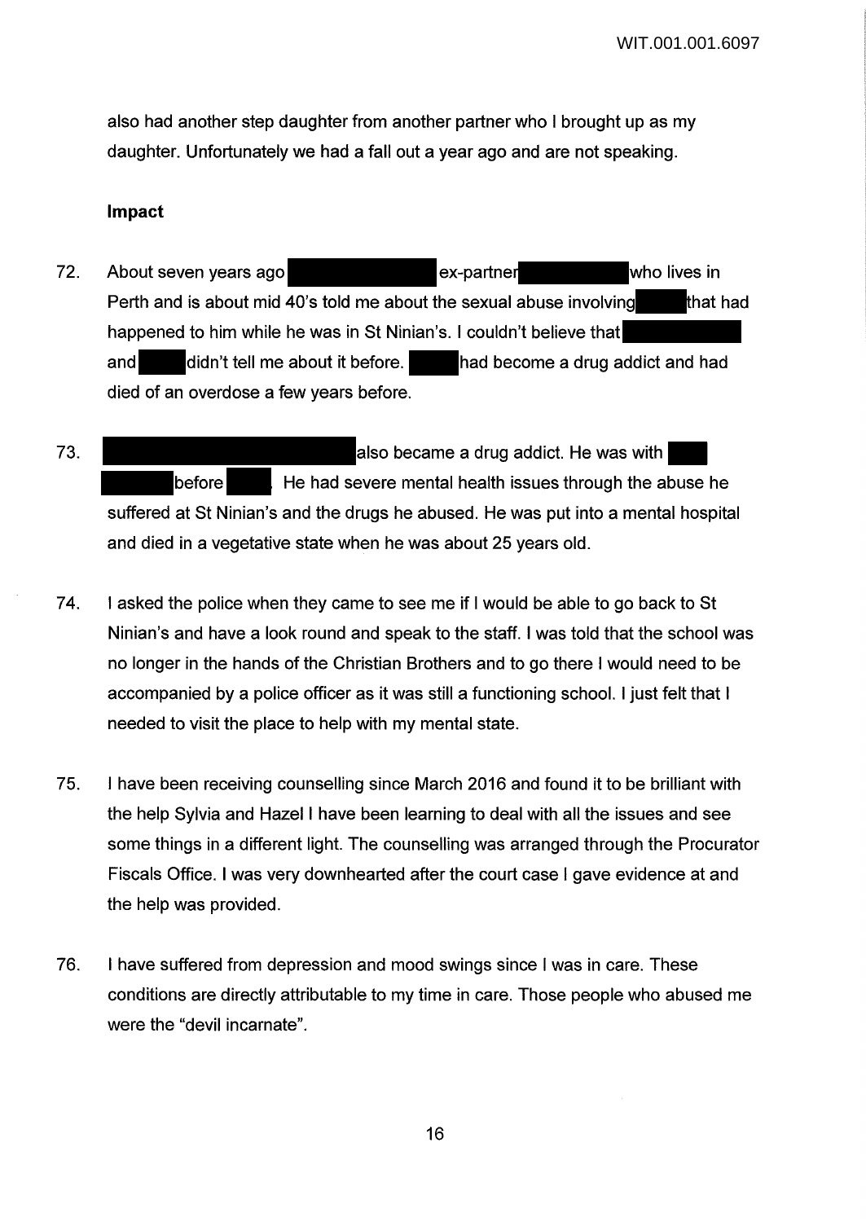also had another step daughter from another partner who I brought up as my daughter. Unfortunately we had a fall out a year ago and are not speaking.

**Impact**

72. About seven years ago ex-partner who lives in Perth and is about mid 40's told me about the sexual abuse involving that had happened to him while he was in St Ninian's. I couldn't believe that and didn't tell me about it before. had become a drug addict and had died of an overdose a few years before.

73. also became a drug addict. He was with before . He had severe mental health issues through the abuse he suffered at St Ninian's and the drugs he abused. He was put into a mental hospital and died in a vegetative state when he was about 25 years old.

74. I asked the police when they came to see me if I would be able to go back to St Ninian's and have a look round and speak to the staff. I was told that the school was no longer in the hands of the Christian Brothers and to go there I would need to be accompanied by a police officer as it was still a functioning school. I just felt that I needed to visit the place to help with my mental state.

75. I have been receiving counselling since March 2016 and found it to be brilliant with the help Sylvia and Hazel I have been learning to deal with all the issues and see some things in a different light. The counselling was arranged through the Procurator Fiscals Office. I was very downhearted after the court case I gave evidence at and the help was provided.

76. I have suffered from depression and mood swings since I was in care. These conditions are directly attributable to my time in care. Those people who abused me were the "devil incarnate".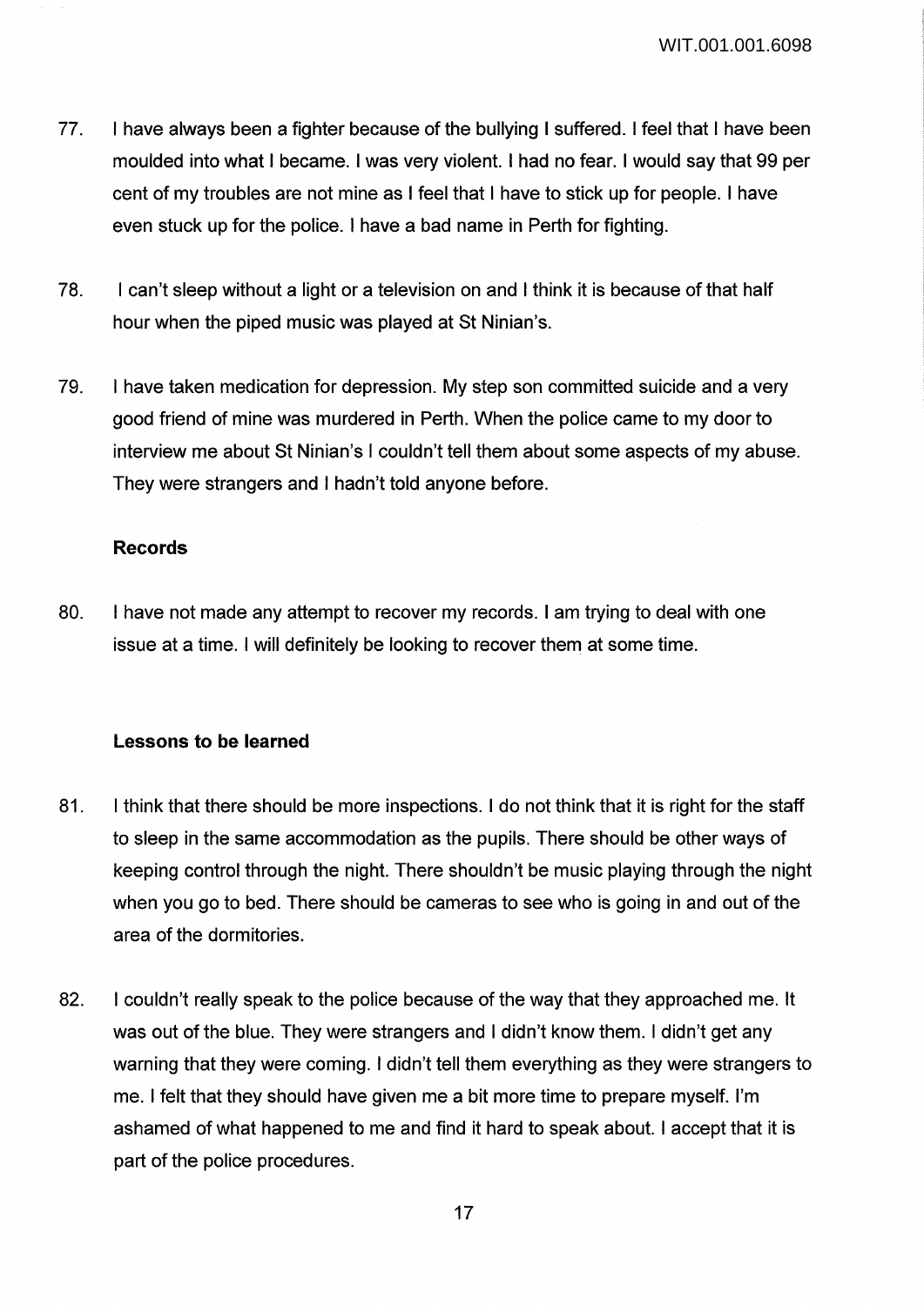77. I have always been a fighter because of the bullying I suffered. I feel that I have been moulded into what I became. I was very violent. I had no fear. I would say that 99 per cent of my troubles are not mine as I feel that I have to stick up for people. I have even stuck up for the police. I have a bad name in Perth for fighting.

78. I can't sleep without a light or a television on and I think it is because of that half hour when the piped music was played at St Ninian's.

79. I have taken medication for depression. My step son committed suicide and a very good friend of mine was murdered in Perth. When the police came to my door to interview me about St Ninian's I couldn't tell them about some aspects of my abuse. They were strangers and I hadn't told anyone before.

### Records

80. I have not made any attempt to recover my records. I am trying to deal with one issue at a time. I will definitely be looking to recover them at some time.

### Lessons to be learned

81. I think that there should be more inspections. I do not think that it is right for the staff to sleep in the same accommodation as the pupils. There should be other ways of keeping control through the night. There shouldn't be music playing through the night when you go to bed. There should be cameras to see who is going in and out of the area of the dormitories.

82. I couldn't really speak to the police because of the way that they approached me. It was out of the blue. They were strangers and I didn't know them. I didn't get any warning that they were coming. I didn't tell them everything as they were strangers to me. I felt that they should have given me a bit more time to prepare myself. I'm ashamed of what happened to me and find it hard to speak about. I accept that it is part of the police procedures.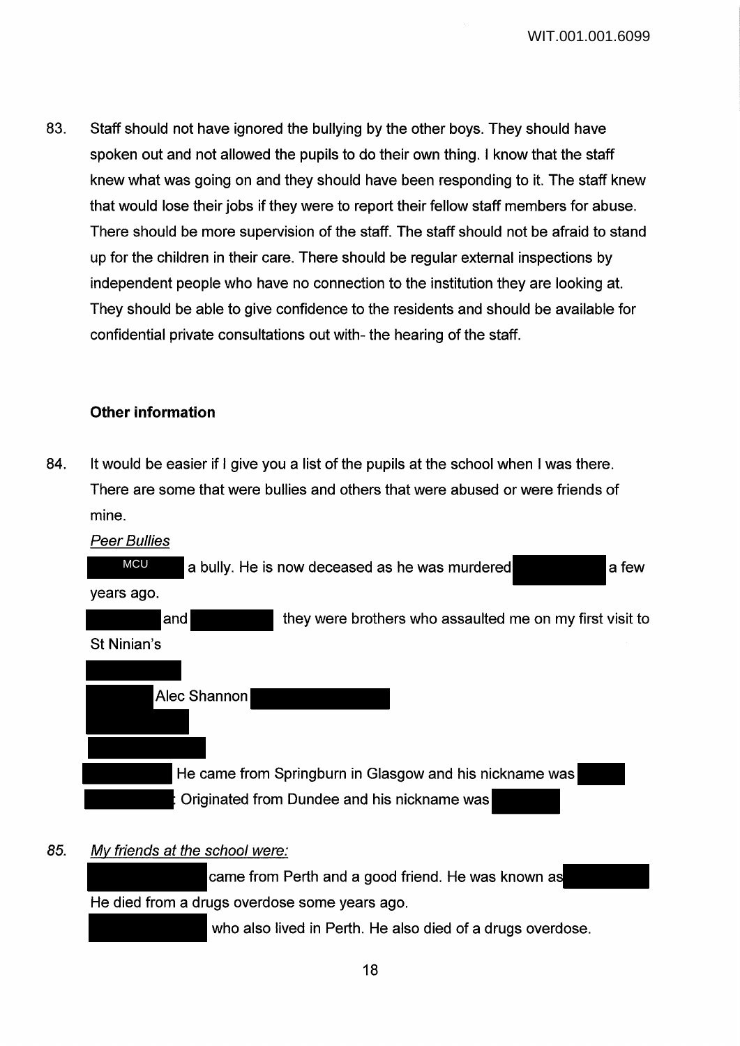83. Staff should not have ignored the bullying by the other boys. They should have spoken out and not allowed the pupils to do their own thing. I know that the staff knew what was going on and they should have been responding to it. The staff knew that would lose their jobs if they were to report their fellow staff members for abuse. There should be more supervision of the staff. The staff should not be afraid to stand up for the children in their care. There should be regular external inspections by independent people who have no connection to the institution they are looking at. They should be able to give confidence to the residents and should be available for confidential private consultations out with- the hearing of the staff.

**Other information**

84. It would be easier if I give you a list of the pupils at the school when I was there. There are some that were bullies and others that were abused or were friends of mine.

*Peer Bullies*

MCU a bully. He is now deceased as he was murdered a few years ago.

and they were brothers who assaulted me on my first visit to St Ninian's

Alec Shannon

He came from Springburn in Glasgow and his nickname was

Originated from Dundee and his nickname was

85. *My friends at the school were:*

came from Perth and a good friend. He was known as He died from a drugs overdose some years ago.

who also lived in Perth. He also died of a drugs overdose.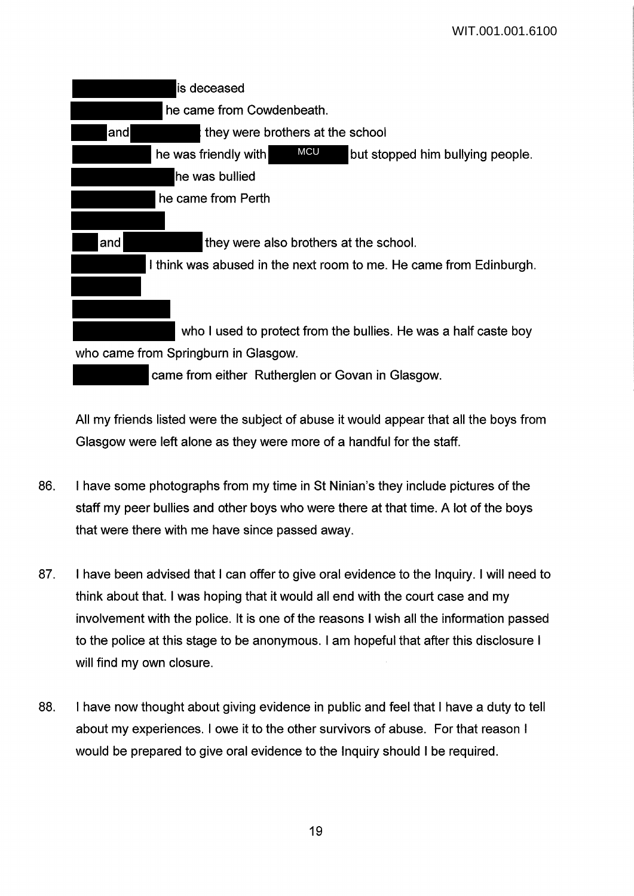[REDACTED] is deceased

[REDACTED] he came from Cowdenbeath.

[REDACTED] and [REDACTED] they were brothers at the school

[REDACTED] he was friendly with MCU but stopped him bullying people.

[REDACTED] he was bullied

[REDACTED] he came from Perth

[REDACTED]

[REDACTED] and [REDACTED] they were also brothers at the school.

[REDACTED] I think was abused in the next room to me. He came from Edinburgh.

[REDACTED]

[REDACTED]

[REDACTED] who I used to protect from the bullies. He was a half caste boy who came from Springburn in Glasgow.

[REDACTED] came from either Rutherglen or Govan in Glasgow.

All my friends listed were the subject of abuse it would appear that all the boys from Glasgow were left alone as they were more of a handful for the staff.

86. I have some photographs from my time in St Ninian's they include pictures of the staff my peer bullies and other boys who were there at that time. A lot of the boys that were there with me have since passed away.

87. I have been advised that I can offer to give oral evidence to the Inquiry. I will need to think about that. I was hoping that it would all end with the court case and my involvement with the police. It is one of the reasons I wish all the information passed to the police at this stage to be anonymous. I am hopeful that after this disclosure I will find my own closure.

88. I have now thought about giving evidence in public and feel that I have a duty to tell about my experiences. I owe it to the other survivors of abuse. For that reason I would be prepared to give oral evidence to the Inquiry should I be required.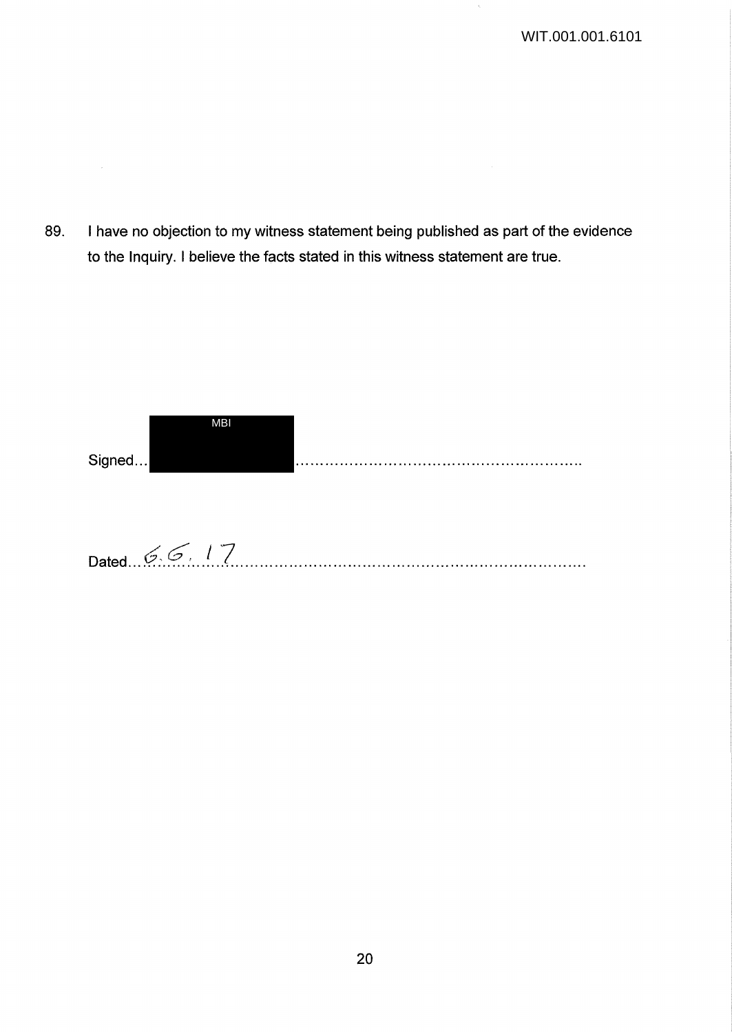89. I have no objection to my witness statement being published as part of the evidence to the Inquiry. I believe the facts stated in this witness statement are true.

Signed... MBI ..........................................................

Dated... 6.6.17 ..........................................................................